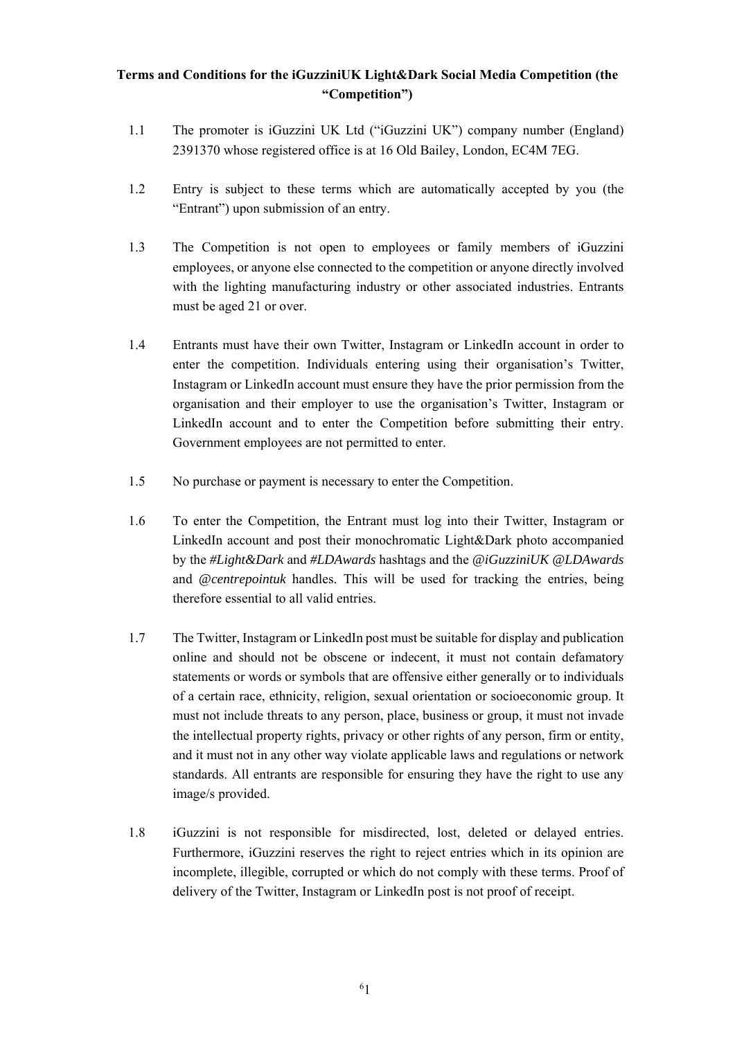**Terms and Conditions for the iGuzziniUK Light&Dark Social Media Competition (the "Competition")**

1.1 The promoter is iGuzzini UK Ltd ("iGuzzini UK") company number (England) 2391370 whose registered office is at 16 Old Bailey, London, EC4M 7EG.

1.2 Entry is subject to these terms which are automatically accepted by you (the "Entrant") upon submission of an entry.

1.3 The Competition is not open to employees or family members of iGuzzini employees, or anyone else connected to the competition or anyone directly involved with the lighting manufacturing industry or other associated industries. Entrants must be aged 21 or over.

1.4 Entrants must have their own Twitter, Instagram or LinkedIn account in order to enter the competition. Individuals entering using their organisation's Twitter, Instagram or LinkedIn account must ensure they have the prior permission from the organisation and their employer to use the organisation's Twitter, Instagram or LinkedIn account and to enter the Competition before submitting their entry. Government employees are not permitted to enter.

1.5 No purchase or payment is necessary to enter the Competition.

1.6 To enter the Competition, the Entrant must log into their Twitter, Instagram or LinkedIn account and post their monochromatic Light&Dark photo accompanied by the *#Light&Dark* and *#LDAwards* hashtags and the *@iGuzziniUK @LDAwards* and *@centrepointuk* handles. This will be used for tracking the entries, being therefore essential to all valid entries.

1.7 The Twitter, Instagram or LinkedIn post must be suitable for display and publication online and should not be obscene or indecent, it must not contain defamatory statements or words or symbols that are offensive either generally or to individuals of a certain race, ethnicity, religion, sexual orientation or socioeconomic group. It must not include threats to any person, place, business or group, it must not invade the intellectual property rights, privacy or other rights of any person, firm or entity, and it must not in any other way violate applicable laws and regulations or network standards. All entrants are responsible for ensuring they have the right to use any image/s provided.

1.8 iGuzzini is not responsible for misdirected, lost, deleted or delayed entries. Furthermore, iGuzzini reserves the right to reject entries which in its opinion are incomplete, illegible, corrupted or which do not comply with these terms. Proof of delivery of the Twitter, Instagram or LinkedIn post is not proof of receipt.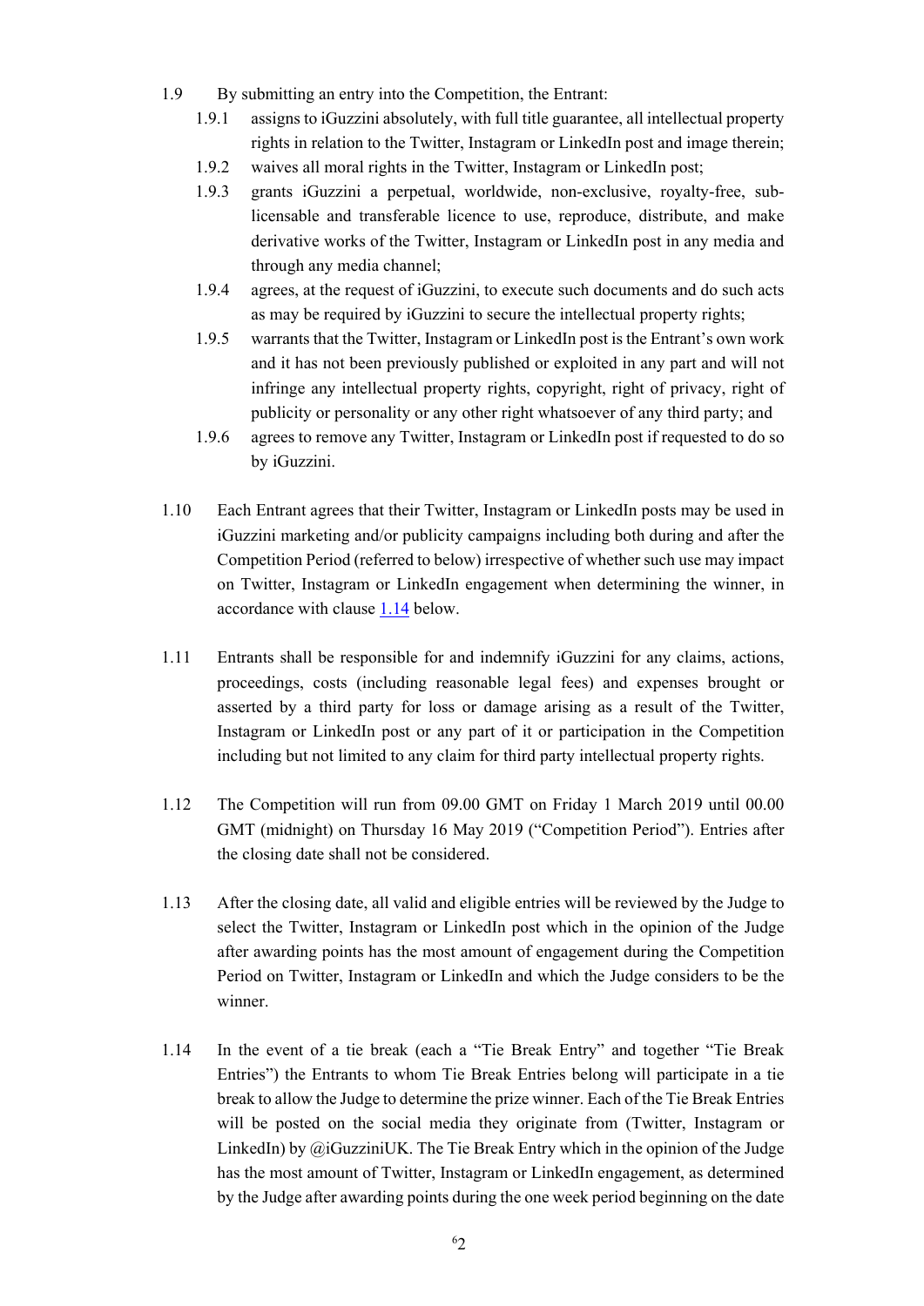1.9 By submitting an entry into the Competition, the Entrant:

1.9.1 assigns to iGuzzini absolutely, with full title guarantee, all intellectual property rights in relation to the Twitter, Instagram or LinkedIn post and image therein;

1.9.2 waives all moral rights in the Twitter, Instagram or LinkedIn post;

1.9.3 grants iGuzzini a perpetual, worldwide, non-exclusive, royalty-free, sub-licensable and transferable licence to use, reproduce, distribute, and make derivative works of the Twitter, Instagram or LinkedIn post in any media and through any media channel;

1.9.4 agrees, at the request of iGuzzini, to execute such documents and do such acts as may be required by iGuzzini to secure the intellectual property rights;

1.9.5 warrants that the Twitter, Instagram or LinkedIn post is the Entrant's own work and it has not been previously published or exploited in any part and will not infringe any intellectual property rights, copyright, right of privacy, right of publicity or personality or any other right whatsoever of any third party; and

1.9.6 agrees to remove any Twitter, Instagram or LinkedIn post if requested to do so by iGuzzini.

1.10 Each Entrant agrees that their Twitter, Instagram or LinkedIn posts may be used in iGuzzini marketing and/or publicity campaigns including both during and after the Competition Period (referred to below) irrespective of whether such use may impact on Twitter, Instagram or LinkedIn engagement when determining the winner, in accordance with clause 1.14 below.

1.11 Entrants shall be responsible for and indemnify iGuzzini for any claims, actions, proceedings, costs (including reasonable legal fees) and expenses brought or asserted by a third party for loss or damage arising as a result of the Twitter, Instagram or LinkedIn post or any part of it or participation in the Competition including but not limited to any claim for third party intellectual property rights.

1.12 The Competition will run from 09.00 GMT on Friday 1 March 2019 until 00.00 GMT (midnight) on Thursday 16 May 2019 ("Competition Period"). Entries after the closing date shall not be considered.

1.13 After the closing date, all valid and eligible entries will be reviewed by the Judge to select the Twitter, Instagram or LinkedIn post which in the opinion of the Judge after awarding points has the most amount of engagement during the Competition Period on Twitter, Instagram or LinkedIn and which the Judge considers to be the winner.

1.14 In the event of a tie break (each a "Tie Break Entry" and together "Tie Break Entries") the Entrants to whom Tie Break Entries belong will participate in a tie break to allow the Judge to determine the prize winner. Each of the Tie Break Entries will be posted on the social media they originate from (Twitter, Instagram or LinkedIn) by @iGuzziniUK. The Tie Break Entry which in the opinion of the Judge has the most amount of Twitter, Instagram or LinkedIn engagement, as determined by the Judge after awarding points during the one week period beginning on the date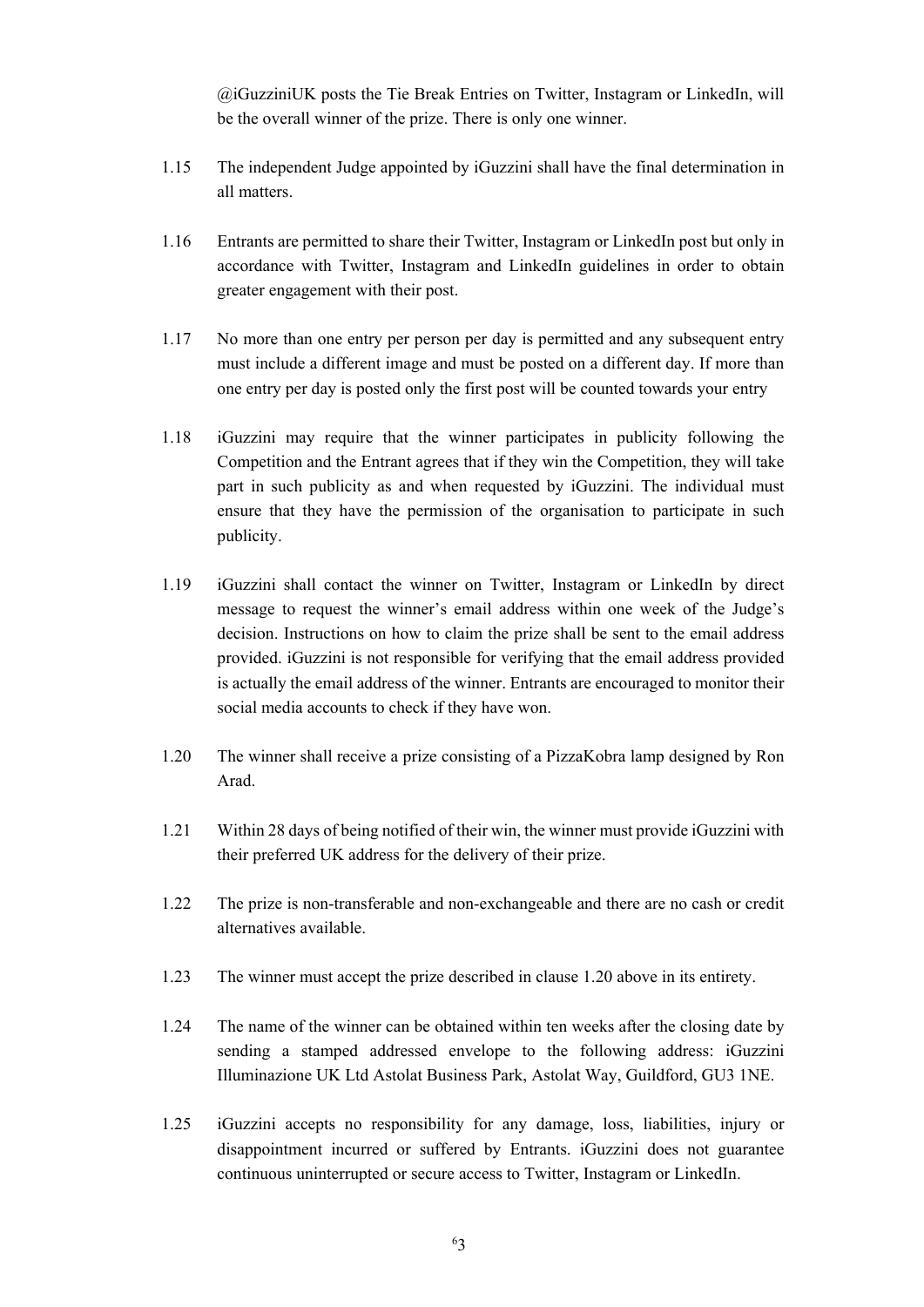@iGuzziniUK posts the Tie Break Entries on Twitter, Instagram or LinkedIn, will be the overall winner of the prize. There is only one winner.

1.15 The independent Judge appointed by iGuzzini shall have the final determination in all matters.

1.16 Entrants are permitted to share their Twitter, Instagram or LinkedIn post but only in accordance with Twitter, Instagram and LinkedIn guidelines in order to obtain greater engagement with their post.

1.17 No more than one entry per person per day is permitted and any subsequent entry must include a different image and must be posted on a different day. If more than one entry per day is posted only the first post will be counted towards your entry

1.18 iGuzzini may require that the winner participates in publicity following the Competition and the Entrant agrees that if they win the Competition, they will take part in such publicity as and when requested by iGuzzini. The individual must ensure that they have the permission of the organisation to participate in such publicity.

1.19 iGuzzini shall contact the winner on Twitter, Instagram or LinkedIn by direct message to request the winner's email address within one week of the Judge's decision. Instructions on how to claim the prize shall be sent to the email address provided. iGuzzini is not responsible for verifying that the email address provided is actually the email address of the winner. Entrants are encouraged to monitor their social media accounts to check if they have won.

1.20 The winner shall receive a prize consisting of a PizzaKobra lamp designed by Ron Arad.

1.21 Within 28 days of being notified of their win, the winner must provide iGuzzini with their preferred UK address for the delivery of their prize.

1.22 The prize is non-transferable and non-exchangeable and there are no cash or credit alternatives available.

1.23 The winner must accept the prize described in clause 1.20 above in its entirety.

1.24 The name of the winner can be obtained within ten weeks after the closing date by sending a stamped addressed envelope to the following address: iGuzzini Illuminazione UK Ltd Astolat Business Park, Astolat Way, Guildford, GU3 1NE.

1.25 iGuzzini accepts no responsibility for any damage, loss, liabilities, injury or disappointment incurred or suffered by Entrants. iGuzzini does not guarantee continuous uninterrupted or secure access to Twitter, Instagram or LinkedIn.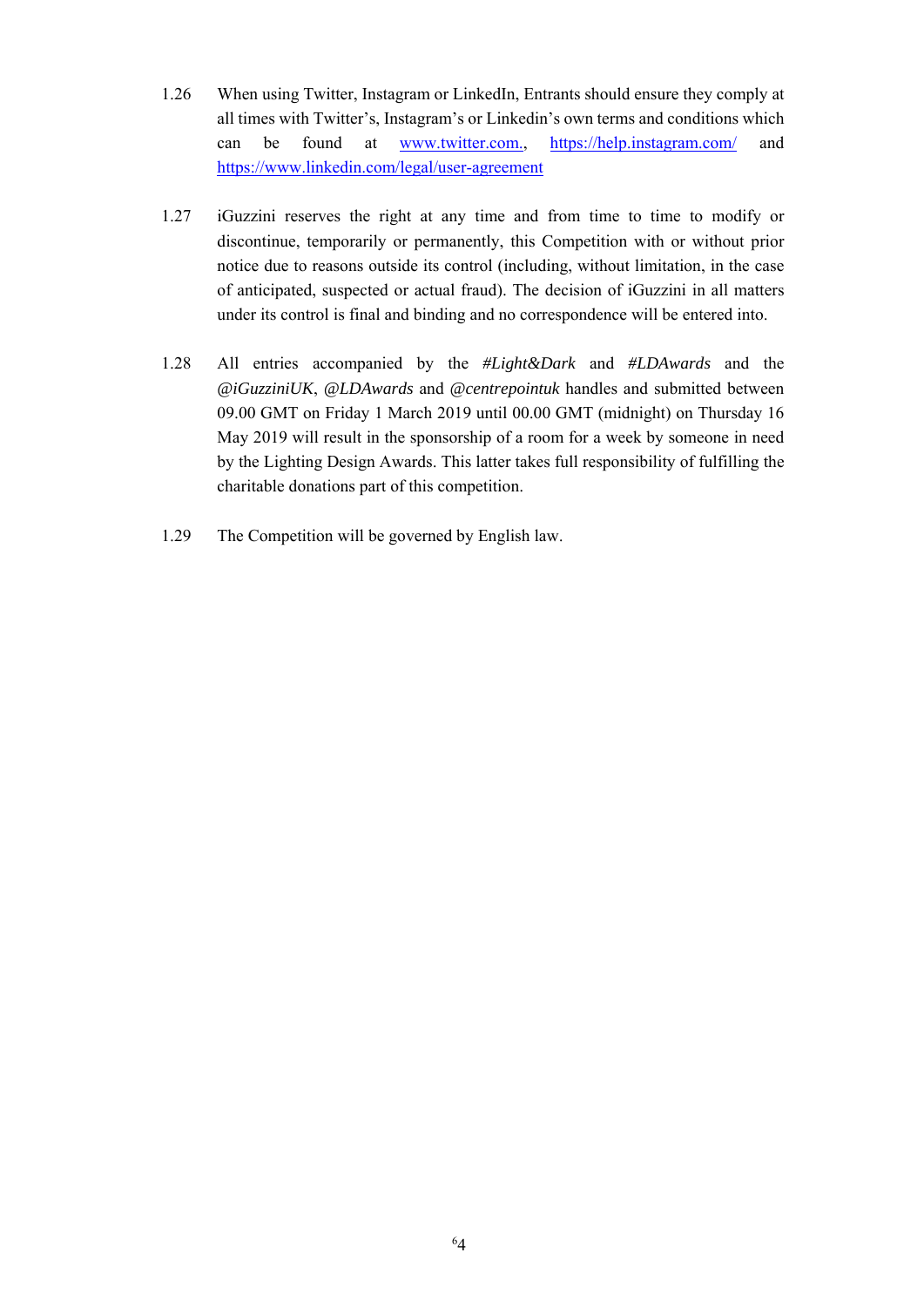1.26 When using Twitter, Instagram or LinkedIn, Entrants should ensure they comply at all times with Twitter's, Instagram's or Linkedin's own terms and conditions which can be found at www.twitter.com., https://help.instagram.com/ and https://www.linkedin.com/legal/user-agreement

1.27 iGuzzini reserves the right at any time and from time to time to modify or discontinue, temporarily or permanently, this Competition with or without prior notice due to reasons outside its control (including, without limitation, in the case of anticipated, suspected or actual fraud). The decision of iGuzzini in all matters under its control is final and binding and no correspondence will be entered into.

1.28 All entries accompanied by the *#Light&Dark* and *#LDAwards* and the *@iGuzziniUK*, *@LDAwards* and *@centrepointuk* handles and submitted between 09.00 GMT on Friday 1 March 2019 until 00.00 GMT (midnight) on Thursday 16 May 2019 will result in the sponsorship of a room for a week by someone in need by the Lighting Design Awards. This latter takes full responsibility of fulfilling the charitable donations part of this competition.

1.29 The Competition will be governed by English law.